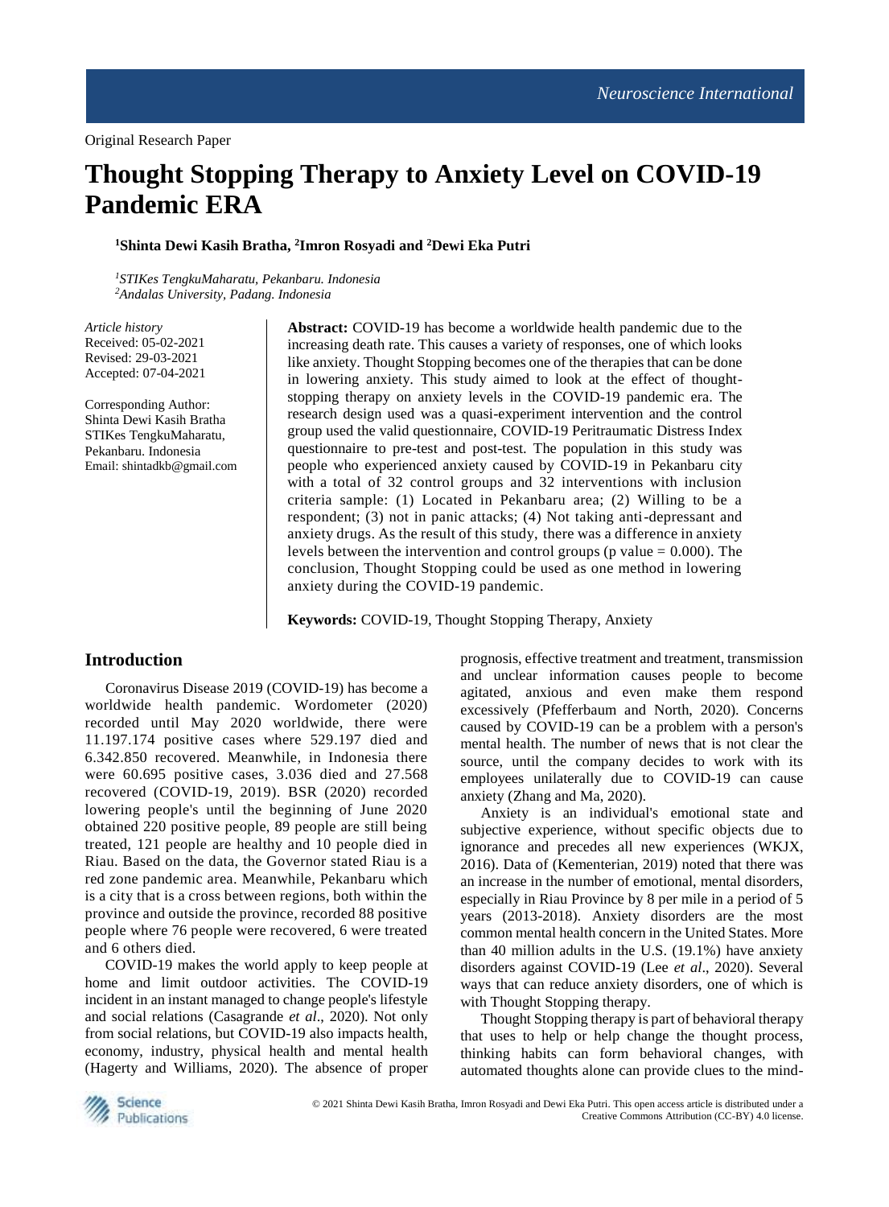Original Research Paper

# Thought Stopping Therapy to Anxiety Level on COVID-19 Pandemic ERA

**[1]Shinta Dewi Kasih Bratha, [2]Imron Rosyadi and [2]Dewi Eka Putri**

*[1]STIKes TengkuMaharatu, Pekanbaru. Indonesia*
*[2]Andalas University, Padang. Indonesia*

*Article history*
Received: 05-02-2021
Revised: 29-03-2021
Accepted: 07-04-2021

Corresponding Author:
Shinta Dewi Kasih Bratha
STIKes TengkuMaharatu,
Pekanbaru. Indonesia
Email: shintadkb@gmail.com

**Abstract:** COVID-19 has become a worldwide health pandemic due to the increasing death rate. This causes a variety of responses, one of which looks like anxiety. Thought Stopping becomes one of the therapies that can be done in lowering anxiety. This study aimed to look at the effect of thought-stopping therapy on anxiety levels in the COVID-19 pandemic era. The research design used was a quasi-experiment intervention and the control group used the valid questionnaire, COVID-19 Peritraumatic Distress Index questionnaire to pre-test and post-test. The population in this study was people who experienced anxiety caused by COVID-19 in Pekanbaru city with a total of 32 control groups and 32 interventions with inclusion criteria sample: (1) Located in Pekanbaru area; (2) Willing to be a respondent; (3) not in panic attacks; (4) Not taking anti-depressant and anxiety drugs. As the result of this study, there was a difference in anxiety levels between the intervention and control groups (p value = 0.000). The conclusion, Thought Stopping could be used as one method in lowering anxiety during the COVID-19 pandemic.

**Keywords:** COVID-19, Thought Stopping Therapy, Anxiety

## Introduction

Coronavirus Disease 2019 (COVID-19) has become a worldwide health pandemic. Wordometer (2020) recorded until May 2020 worldwide, there were 11.197.174 positive cases where 529.197 died and 6.342.850 recovered. Meanwhile, in Indonesia there were 60.695 positive cases, 3.036 died and 27.568 recovered (COVID-19, 2019). BSR (2020) recorded lowering people's until the beginning of June 2020 obtained 220 positive people, 89 people are still being treated, 121 people are healthy and 10 people died in Riau. Based on the data, the Governor stated Riau is a red zone pandemic area. Meanwhile, Pekanbaru which is a city that is a cross between regions, both within the province and outside the province, recorded 88 positive people where 76 people were recovered, 6 were treated and 6 others died.

COVID-19 makes the world apply to keep people at home and limit outdoor activities. The COVID-19 incident in an instant managed to change people's lifestyle and social relations (Casagrande *et al*., 2020). Not only from social relations, but COVID-19 also impacts health, economy, industry, physical health and mental health (Hagerty and Williams, 2020). The absence of proper prognosis, effective treatment and treatment, transmission and unclear information causes people to become agitated, anxious and even make them respond excessively (Pfefferbaum and North, 2020). Concerns caused by COVID-19 can be a problem with a person's mental health. The number of news that is not clear the source, until the company decides to work with its employees unilaterally due to COVID-19 can cause anxiety (Zhang and Ma, 2020).

Anxiety is an individual's emotional state and subjective experience, without specific objects due to ignorance and precedes all new experiences (WKJX, 2016). Data of (Kementerian, 2019) noted that there was an increase in the number of emotional, mental disorders, especially in Riau Province by 8 per mile in a period of 5 years (2013-2018). Anxiety disorders are the most common mental health concern in the United States. More than 40 million adults in the U.S. (19.1%) have anxiety disorders against COVID-19 (Lee *et al*., 2020). Several ways that can reduce anxiety disorders, one of which is with Thought Stopping therapy.

Thought Stopping therapy is part of behavioral therapy that uses to help or help change the thought process, thinking habits can form behavioral changes, with automated thoughts alone can provide clues to the mind-

© 2021 Shinta Dewi Kasih Bratha, Imron Rosyadi and Dewi Eka Putri. This open access article is distributed under a Creative Commons Attribution (CC-BY) 4.0 license.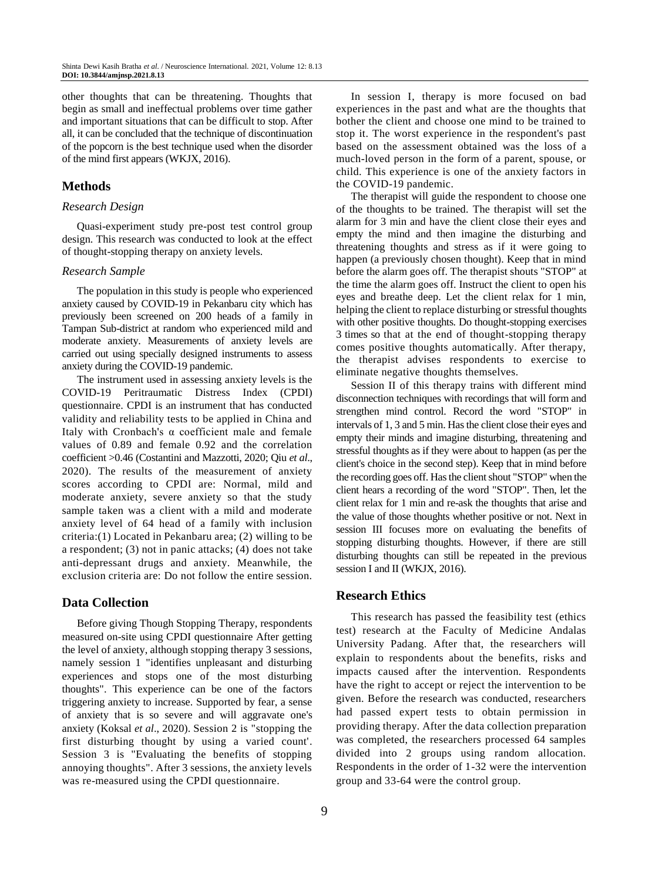other thoughts that can be threatening. Thoughts that begin as small and ineffectual problems over time gather and important situations that can be difficult to stop. After all, it can be concluded that the technique of discontinuation of the popcorn is the best technique used when the disorder of the mind first appears (WKJX, 2016).

## Methods

### Research Design

Quasi-experiment study pre-post test control group design. This research was conducted to look at the effect of thought-stopping therapy on anxiety levels.

### Research Sample

The population in this study is people who experienced anxiety caused by COVID-19 in Pekanbaru city which has previously been screened on 200 heads of a family in Tampan Sub-district at random who experienced mild and moderate anxiety. Measurements of anxiety levels are carried out using specially designed instruments to assess anxiety during the COVID-19 pandemic.

The instrument used in assessing anxiety levels is the COVID-19 Peritraumatic Distress Index (CPDI) questionnaire. CPDI is an instrument that has conducted validity and reliability tests to be applied in China and Italy with Cronbach's $\alpha$ coefficient male and female values of 0.89 and female 0.92 and the correlation coefficient >0.46 (Costantini and Mazzotti, 2020; Qiu *et al*., 2020). The results of the measurement of anxiety scores according to CPDI are: Normal, mild and moderate anxiety, severe anxiety so that the study sample taken was a client with a mild and moderate anxiety level of 64 head of a family with inclusion criteria:(1) Located in Pekanbaru area; (2) willing to be a respondent; (3) not in panic attacks; (4) does not take anti-depressant drugs and anxiety. Meanwhile, the exclusion criteria are: Do not follow the entire session.

## Data Collection

Before giving Though Stopping Therapy, respondents measured on-site using CPDI questionnaire After getting the level of anxiety, although stopping therapy 3 sessions, namely session 1 "identifies unpleasant and disturbing experiences and stops one of the most disturbing thoughts". This experience can be one of the factors triggering anxiety to increase. Supported by fear, a sense of anxiety that is so severe and will aggravate one's anxiety (Koksal *et al*., 2020). Session 2 is "stopping the first disturbing thought by using a varied count'. Session 3 is "Evaluating the benefits of stopping annoying thoughts". After 3 sessions, the anxiety levels was re-measured using the CPDI questionnaire.

In session I, therapy is more focused on bad experiences in the past and what are the thoughts that bother the client and choose one mind to be trained to stop it. The worst experience in the respondent's past based on the assessment obtained was the loss of a much-loved person in the form of a parent, spouse, or child. This experience is one of the anxiety factors in the COVID-19 pandemic.

The therapist will guide the respondent to choose one of the thoughts to be trained. The therapist will set the alarm for 3 min and have the client close their eyes and empty the mind and then imagine the disturbing and threatening thoughts and stress as if it were going to happen (a previously chosen thought). Keep that in mind before the alarm goes off. The therapist shouts "STOP" at the time the alarm goes off. Instruct the client to open his eyes and breathe deep. Let the client relax for 1 min, helping the client to replace disturbing or stressful thoughts with other positive thoughts. Do thought-stopping exercises 3 times so that at the end of thought-stopping therapy comes positive thoughts automatically. After therapy, the therapist advises respondents to exercise to eliminate negative thoughts themselves.

Session II of this therapy trains with different mind disconnection techniques with recordings that will form and strengthen mind control. Record the word "STOP" in intervals of 1, 3 and 5 min. Has the client close their eyes and empty their minds and imagine disturbing, threatening and stressful thoughts as if they were about to happen (as per the client's choice in the second step). Keep that in mind before the recording goes off. Has the client shout "STOP" when the client hears a recording of the word "STOP". Then, let the client relax for 1 min and re-ask the thoughts that arise and the value of those thoughts whether positive or not. Next in session III focuses more on evaluating the benefits of stopping disturbing thoughts. However, if there are still disturbing thoughts can still be repeated in the previous session I and II (WKJX, 2016).

## Research Ethics

This research has passed the feasibility test (ethics test) research at the Faculty of Medicine Andalas University Padang. After that, the researchers will explain to respondents about the benefits, risks and impacts caused after the intervention. Respondents have the right to accept or reject the intervention to be given. Before the research was conducted, researchers had passed expert tests to obtain permission in providing therapy. After the data collection preparation was completed, the researchers processed 64 samples divided into 2 groups using random allocation. Respondents in the order of 1-32 were the intervention group and 33-64 were the control group.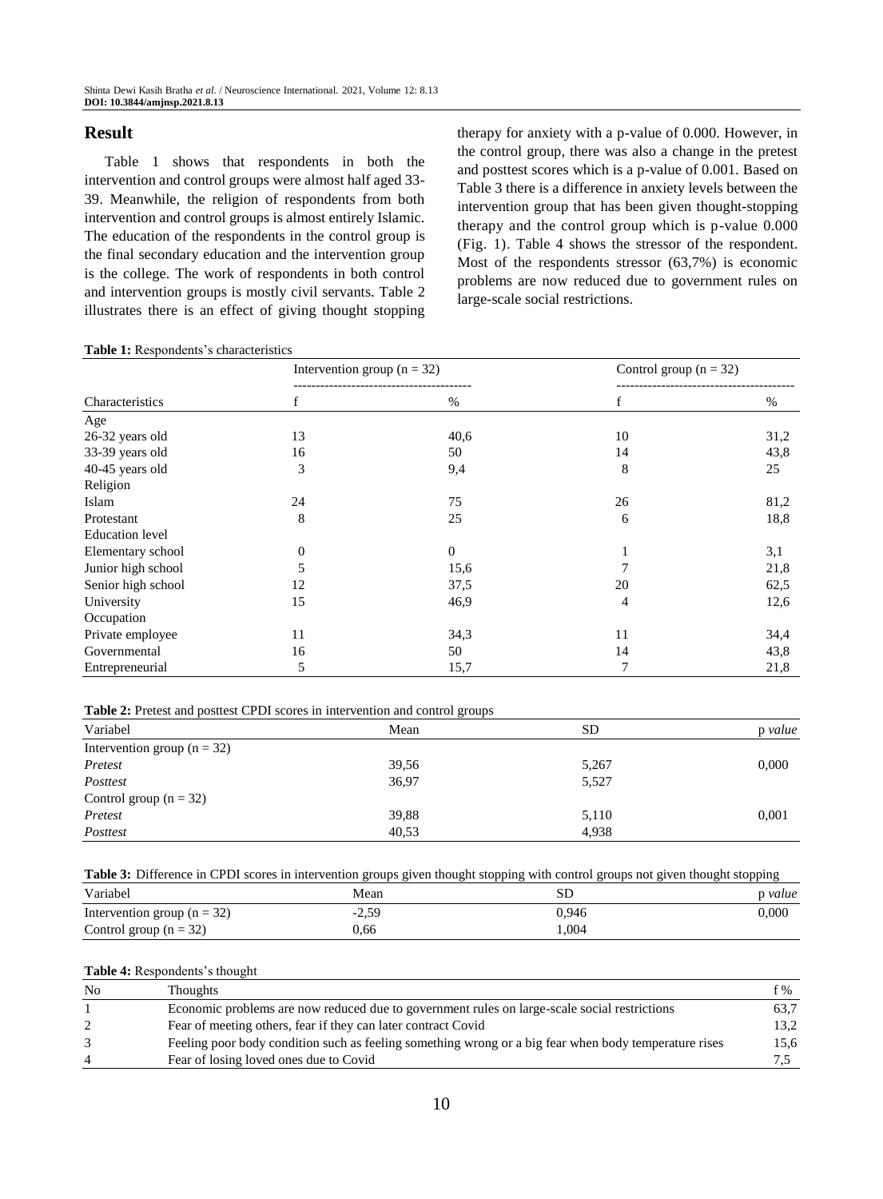## Result

Table 1 shows that respondents in both the intervention and control groups were almost half aged 33-39. Meanwhile, the religion of respondents from both intervention and control groups is almost entirely Islamic. The education of the respondents in the control group is the final secondary education and the intervention group is the college. The work of respondents in both control and intervention groups is mostly civil servants. Table 2 illustrates there is an effect of giving thought stopping therapy for anxiety with a p-value of 0.000. However, in the control group, there was also a change in the pretest and posttest scores which is a p-value of 0.001. Based on Table 3 there is a difference in anxiety levels between the intervention group that has been given thought-stopping therapy and the control group which is p-value 0.000 (Fig. 1). Table 4 shows the stressor of the respondent. Most of the respondents stressor (63,7%) is economic problems are now reduced due to government rules on large-scale social restrictions.

**Table 1:** Respondents's characteristics

| | Intervention group (n = 32) | | Control group (n = 32) | |
|---|---|---|---|---|
| Characteristics | f | % | f | % |
| Age | | | | |
| 26-32 years old | 13 | 40,6 | 10 | 31,2 |
| 33-39 years old | 16 | 50 | 14 | 43,8 |
| 40-45 years old | 3 | 9,4 | 8 | 25 |
| Religion | | | | |
| Islam | 24 | 75 | 26 | 81,2 |
| Protestant | 8 | 25 | 6 | 18,8 |
| Education level | | | | |
| Elementary school | 0 | 0 | 1 | 3,1 |
| Junior high school | 5 | 15,6 | 7 | 21,8 |
| Senior high school | 12 | 37,5 | 20 | 62,5 |
| University | 15 | 46,9 | 4 | 12,6 |
| Occupation | | | | |
| Private employee | 11 | 34,3 | 11 | 34,4 |
| Governmental | 16 | 50 | 14 | 43,8 |
| Entrepreneurial | 5 | 15,7 | 7 | 21,8 |

**Table 2:** Pretest and posttest CPDI scores in intervention and control groups

| Variabel | Mean | SD | p *value* |
|---|---|---|---|
| Intervention group (n = 32) | | | |
| *Pretest* | 39,56 | 5,267 | 0,000 |
| *Posttest* | 36,97 | 5,527 | |
| Control group (n = 32) | | | |
| *Pretest* | 39,88 | 5,110 | 0,001 |
| *Posttest* | 40,53 | 4,938 | |

**Table 3:** Difference in CPDI scores in intervention groups given thought stopping with control groups not given thought stopping

| Variabel | Mean | SD | p *value* |
|---|---|---|---|
| Intervention group (n = 32) | -2,59 | 0,946 | 0,000 |
| Control group (n = 32) | 0,66 | 1,004 | |

**Table 4:** Respondents's thought

| No | Thoughts | f % |
|---|---|---|
| 1 | Economic problems are now reduced due to government rules on large-scale social restrictions | 63,7 |
| 2 | Fear of meeting others, fear if they can later contract Covid | 13,2 |
| 3 | Feeling poor body condition such as feeling something wrong or a big fear when body temperature rises | 15,6 |
| 4 | Fear of losing loved ones due to Covid | 7,5 |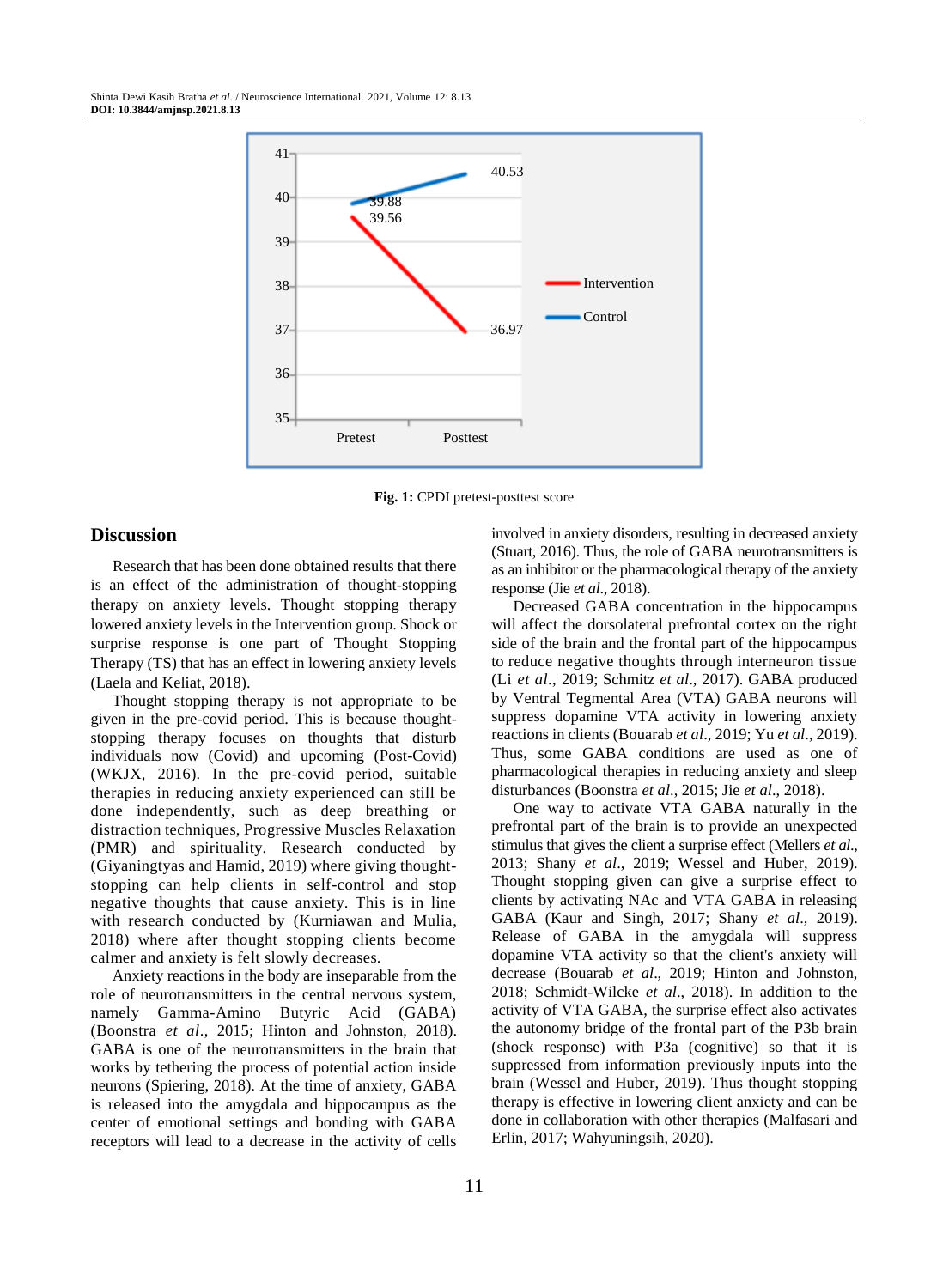Fig. 1: CPDI pretest-posttest score

## Discussion

Research that has been done obtained results that there is an effect of the administration of thought-stopping therapy on anxiety levels. Thought stopping therapy lowered anxiety levels in the Intervention group. Shock or surprise response is one part of Thought Stopping Therapy (TS) that has an effect in lowering anxiety levels (Laela and Keliat, 2018).

Thought stopping therapy is not appropriate to be given in the pre-covid period. This is because thought-stopping therapy focuses on thoughts that disturb individuals now (Covid) and upcoming (Post-Covid) (WKJX, 2016). In the pre-covid period, suitable therapies in reducing anxiety experienced can still be done independently, such as deep breathing or distraction techniques, Progressive Muscles Relaxation (PMR) and spirituality. Research conducted by (Giyaningtyas and Hamid, 2019) where giving thought-stopping can help clients in self-control and stop negative thoughts that cause anxiety. This is in line with research conducted by (Kurniawan and Mulia, 2018) where after thought stopping clients become calmer and anxiety is felt slowly decreases.

Anxiety reactions in the body are inseparable from the role of neurotransmitters in the central nervous system, namely Gamma-Amino Butyric Acid (GABA) (Boonstra *et al*., 2015; Hinton and Johnston, 2018). GABA is one of the neurotransmitters in the brain that works by tethering the process of potential action inside neurons (Spiering, 2018). At the time of anxiety, GABA is released into the amygdala and hippocampus as the center of emotional settings and bonding with GABA receptors will lead to a decrease in the activity of cells involved in anxiety disorders, resulting in decreased anxiety (Stuart, 2016). Thus, the role of GABA neurotransmitters is as an inhibitor or the pharmacological therapy of the anxiety response (Jie *et al*., 2018).

Decreased GABA concentration in the hippocampus will affect the dorsolateral prefrontal cortex on the right side of the brain and the frontal part of the hippocampus to reduce negative thoughts through interneuron tissue (Li *et al*., 2019; Schmitz *et al*., 2017). GABA produced by Ventral Tegmental Area (VTA) GABA neurons will suppress dopamine VTA activity in lowering anxiety reactions in clients (Bouarab *et al*., 2019; Yu *et al*., 2019). Thus, some GABA conditions are used as one of pharmacological therapies in reducing anxiety and sleep disturbances (Boonstra *et al*., 2015; Jie *et al*., 2018).

One way to activate VTA GABA naturally in the prefrontal part of the brain is to provide an unexpected stimulus that gives the client a surprise effect (Mellers *et al*., 2013; Shany *et al*., 2019; Wessel and Huber, 2019). Thought stopping given can give a surprise effect to clients by activating NAc and VTA GABA in releasing GABA (Kaur and Singh, 2017; Shany *et al*., 2019). Release of GABA in the amygdala will suppress dopamine VTA activity so that the client's anxiety will decrease (Bouarab *et al*., 2019; Hinton and Johnston, 2018; Schmidt-Wilcke *et al*., 2018). In addition to the activity of VTA GABA, the surprise effect also activates the autonomy bridge of the frontal part of the P3b brain (shock response) with P3a (cognitive) so that it is suppressed from information previously inputs into the brain (Wessel and Huber, 2019). Thus thought stopping therapy is effective in lowering client anxiety and can be done in collaboration with other therapies (Malfasari and Erlin, 2017; Wahyuningsih, 2020).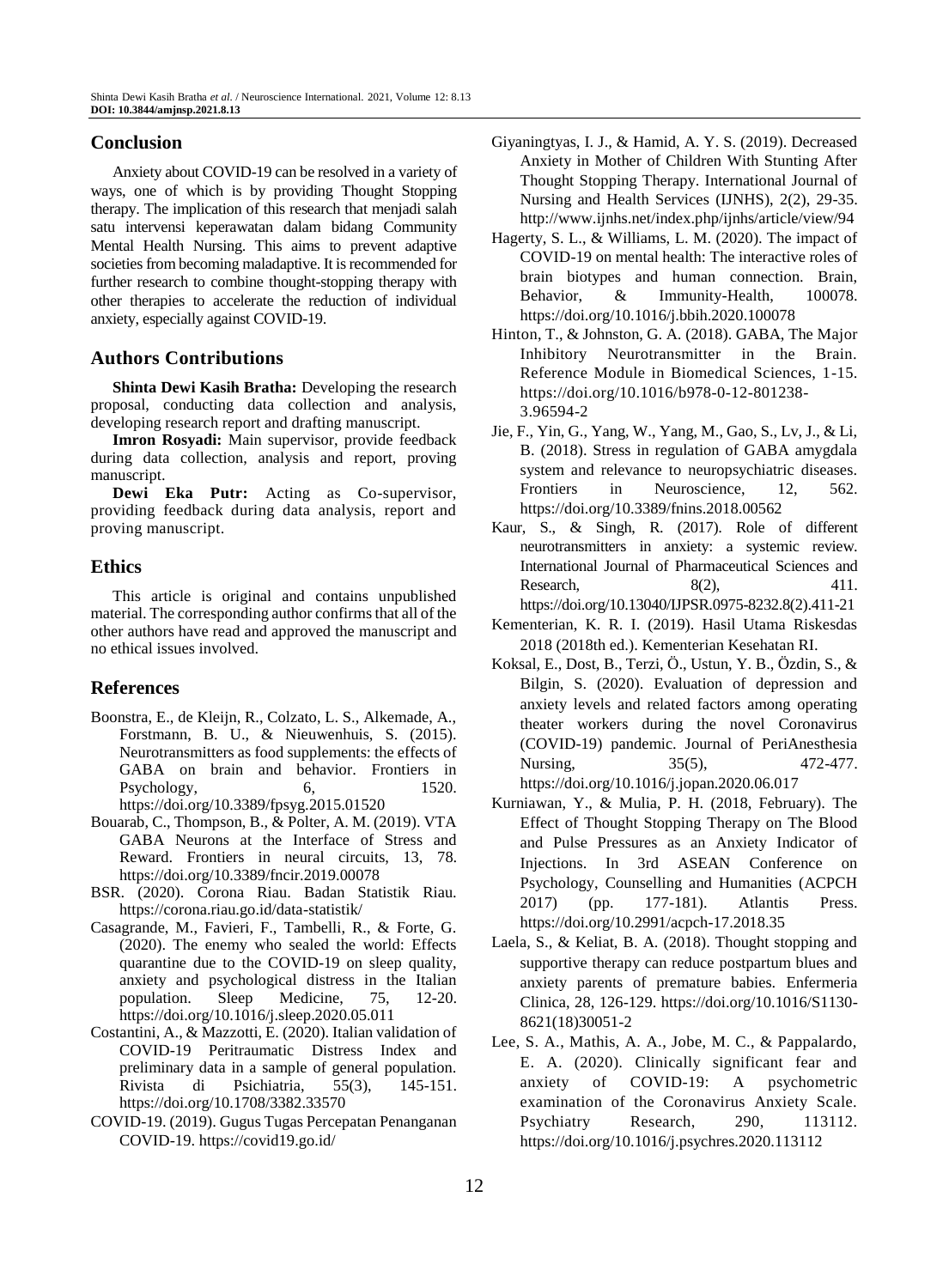## Conclusion

Anxiety about COVID-19 can be resolved in a variety of ways, one of which is by providing Thought Stopping therapy. The implication of this research that menjadi salah satu intervensi keperawatan dalam bidang Community Mental Health Nursing. This aims to prevent adaptive societies from becoming maladaptive. It is recommended for further research to combine thought-stopping therapy with other therapies to accelerate the reduction of individual anxiety, especially against COVID-19.

## Authors Contributions

**Shinta Dewi Kasih Bratha:** Developing the research proposal, conducting data collection and analysis, developing research report and drafting manuscript.

**Imron Rosyadi:** Main supervisor, provide feedback during data collection, analysis and report, proving manuscript.

**Dewi Eka Putr:** Acting as Co-supervisor, providing feedback during data analysis, report and proving manuscript.

## Ethics

This article is original and contains unpublished material. The corresponding author confirms that all of the other authors have read and approved the manuscript and no ethical issues involved.

## References

Boonstra, E., de Kleijn, R., Colzato, L. S., Alkemade, A., Forstmann, B. U., & Nieuwenhuis, S. (2015). Neurotransmitters as food supplements: the effects of GABA on brain and behavior. Frontiers in Psychology, 6, 1520. https://doi.org/10.3389/fpsyg.2015.01520

Bouarab, C., Thompson, B., & Polter, A. M. (2019). VTA GABA Neurons at the Interface of Stress and Reward. Frontiers in neural circuits, 13, 78. https://doi.org/10.3389/fncir.2019.00078

BSR. (2020). Corona Riau. Badan Statistik Riau. https://corona.riau.go.id/data-statistik/

Casagrande, M., Favieri, F., Tambelli, R., & Forte, G. (2020). The enemy who sealed the world: Effects quarantine due to the COVID-19 on sleep quality, anxiety and psychological distress in the Italian population. Sleep Medicine, 75, 12-20. https://doi.org/10.1016/j.sleep.2020.05.011

Costantini, A., & Mazzotti, E. (2020). Italian validation of COVID-19 Peritraumatic Distress Index and preliminary data in a sample of general population. Rivista di Psichiatria, 55(3), 145-151. https://doi.org/10.1708/3382.33570

COVID-19. (2019). Gugus Tugas Percepatan Penanganan COVID-19. https://covid19.go.id/

Giyaningtyas, I. J., & Hamid, A. Y. S. (2019). Decreased Anxiety in Mother of Children With Stunting After Thought Stopping Therapy. International Journal of Nursing and Health Services (IJNHS), 2(2), 29-35. http://www.ijnhs.net/index.php/ijnhs/article/view/94

Hagerty, S. L., & Williams, L. M. (2020). The impact of COVID-19 on mental health: The interactive roles of brain biotypes and human connection. Brain, Behavior, & Immunity-Health, 100078. https://doi.org/10.1016/j.bbih.2020.100078

Hinton, T., & Johnston, G. A. (2018). GABA, The Major Inhibitory Neurotransmitter in the Brain. Reference Module in Biomedical Sciences, 1-15. https://doi.org/10.1016/b978-0-12-801238-3.96594-2

Jie, F., Yin, G., Yang, W., Yang, M., Gao, S., Lv, J., & Li, B. (2018). Stress in regulation of GABA amygdala system and relevance to neuropsychiatric diseases. Frontiers in Neuroscience, 12, 562. https://doi.org/10.3389/fnins.2018.00562

Kaur, S., & Singh, R. (2017). Role of different neurotransmitters in anxiety: a systemic review. International Journal of Pharmaceutical Sciences and Research, 8(2), 411. https://doi.org/10.13040/IJPSR.0975-8232.8(2).411-21

Kementerian, K. R. I. (2019). Hasil Utama Riskesdas 2018 (2018th ed.). Kementerian Kesehatan RI.

Koksal, E., Dost, B., Terzi, Ö., Ustun, Y. B., Özdin, S., & Bilgin, S. (2020). Evaluation of depression and anxiety levels and related factors among operating theater workers during the novel Coronavirus (COVID-19) pandemic. Journal of PeriAnesthesia Nursing, 35(5), 472-477. https://doi.org/10.1016/j.jopan.2020.06.017

Kurniawan, Y., & Mulia, P. H. (2018, February). The Effect of Thought Stopping Therapy on The Blood and Pulse Pressures as an Anxiety Indicator of Injections. In 3rd ASEAN Conference on Psychology, Counselling and Humanities (ACPCH 2017) (pp. 177-181). Atlantis Press. https://doi.org/10.2991/acpch-17.2018.35

Laela, S., & Keliat, B. A. (2018). Thought stopping and supportive therapy can reduce postpartum blues and anxiety parents of premature babies. Enfermeria Clinica, 28, 126-129. https://doi.org/10.1016/S1130-8621(18)30051-2

Lee, S. A., Mathis, A. A., Jobe, M. C., & Pappalardo, E. A. (2020). Clinically significant fear and anxiety of COVID-19: A psychometric examination of the Coronavirus Anxiety Scale. Psychiatry Research, 290, 113112. https://doi.org/10.1016/j.psychres.2020.113112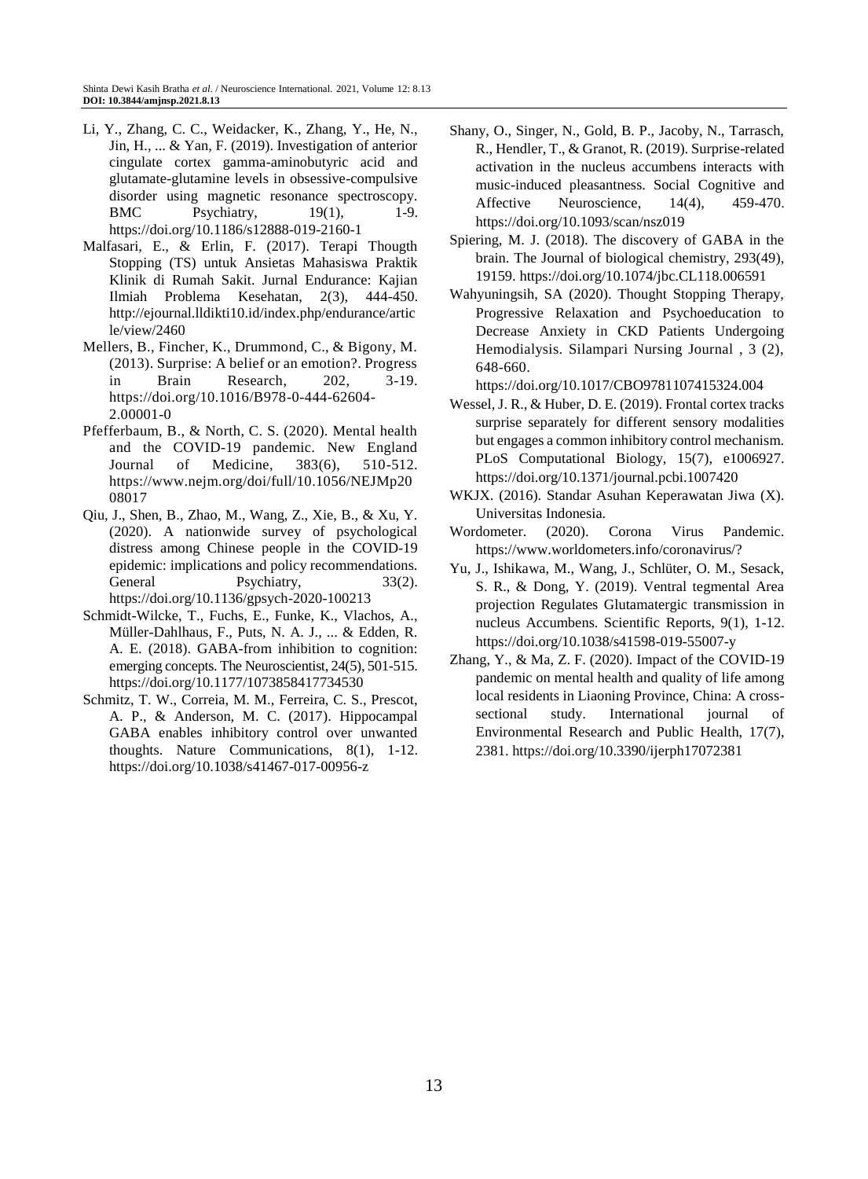Li, Y., Zhang, C. C., Weidacker, K., Zhang, Y., He, N., Jin, H., ... & Yan, F. (2019). Investigation of anterior cingulate cortex gamma-aminobutyric acid and glutamate-glutamine levels in obsessive-compulsive disorder using magnetic resonance spectroscopy. BMC Psychiatry, 19(1), 1-9. https://doi.org/10.1186/s12888-019-2160-1

Malfasari, E., & Erlin, F. (2017). Terapi Thougth Stopping (TS) untuk Ansietas Mahasiswa Praktik Klinik di Rumah Sakit. Jurnal Endurance: Kajian Ilmiah Problema Kesehatan, 2(3), 444-450. http://ejournal.lldikti10.id/index.php/endurance/article/view/2460

Mellers, B., Fincher, K., Drummond, C., & Bigony, M. (2013). Surprise: A belief or an emotion?. Progress in Brain Research, 202, 3-19. https://doi.org/10.1016/B978-0-444-62604-2.00001-0

Pfefferbaum, B., & North, C. S. (2020). Mental health and the COVID-19 pandemic. New England Journal of Medicine, 383(6), 510-512. https://www.nejm.org/doi/full/10.1056/NEJMp2008017

Qiu, J., Shen, B., Zhao, M., Wang, Z., Xie, B., & Xu, Y. (2020). A nationwide survey of psychological distress among Chinese people in the COVID-19 epidemic: implications and policy recommendations. General Psychiatry, 33(2). https://doi.org/10.1136/gpsych-2020-100213

Schmidt-Wilcke, T., Fuchs, E., Funke, K., Vlachos, A., Müller-Dahlhaus, F., Puts, N. A. J., ... & Edden, R. A. E. (2018). GABA-from inhibition to cognition: emerging concepts. The Neuroscientist, 24(5), 501-515. https://doi.org/10.1177/1073858417734530

Schmitz, T. W., Correia, M. M., Ferreira, C. S., Prescot, A. P., & Anderson, M. C. (2017). Hippocampal GABA enables inhibitory control over unwanted thoughts. Nature Communications, 8(1), 1-12. https://doi.org/10.1038/s41467-017-00956-z

Shany, O., Singer, N., Gold, B. P., Jacoby, N., Tarrasch, R., Hendler, T., & Granot, R. (2019). Surprise-related activation in the nucleus accumbens interacts with music-induced pleasantness. Social Cognitive and Affective Neuroscience, 14(4), 459-470. https://doi.org/10.1093/scan/nsz019

Spiering, M. J. (2018). The discovery of GABA in the brain. The Journal of biological chemistry, 293(49), 19159. https://doi.org/10.1074/jbc.CL118.006591

Wahyuningsih, SA (2020). Thought Stopping Therapy, Progressive Relaxation and Psychoeducation to Decrease Anxiety in CKD Patients Undergoing Hemodialysis. Silampari Nursing Journal , 3 (2), 648-660. https://doi.org/10.1017/CBO9781107415324.004

Wessel, J. R., & Huber, D. E. (2019). Frontal cortex tracks surprise separately for different sensory modalities but engages a common inhibitory control mechanism. PLoS Computational Biology, 15(7), e1006927. https://doi.org/10.1371/journal.pcbi.1007420

WKJX. (2016). Standar Asuhan Keperawatan Jiwa (X). Universitas Indonesia.

Wordometer. (2020). Corona Virus Pandemic. https://www.worldometers.info/coronavirus/?

Yu, J., Ishikawa, M., Wang, J., Schlüter, O. M., Sesack, S. R., & Dong, Y. (2019). Ventral tegmental Area projection Regulates Glutamatergic transmission in nucleus Accumbens. Scientific Reports, 9(1), 1-12. https://doi.org/10.1038/s41598-019-55007-y

Zhang, Y., & Ma, Z. F. (2020). Impact of the COVID-19 pandemic on mental health and quality of life among local residents in Liaoning Province, China: A cross-sectional study. International journal of Environmental Research and Public Health, 17(7), 2381. https://doi.org/10.3390/ijerph17072381